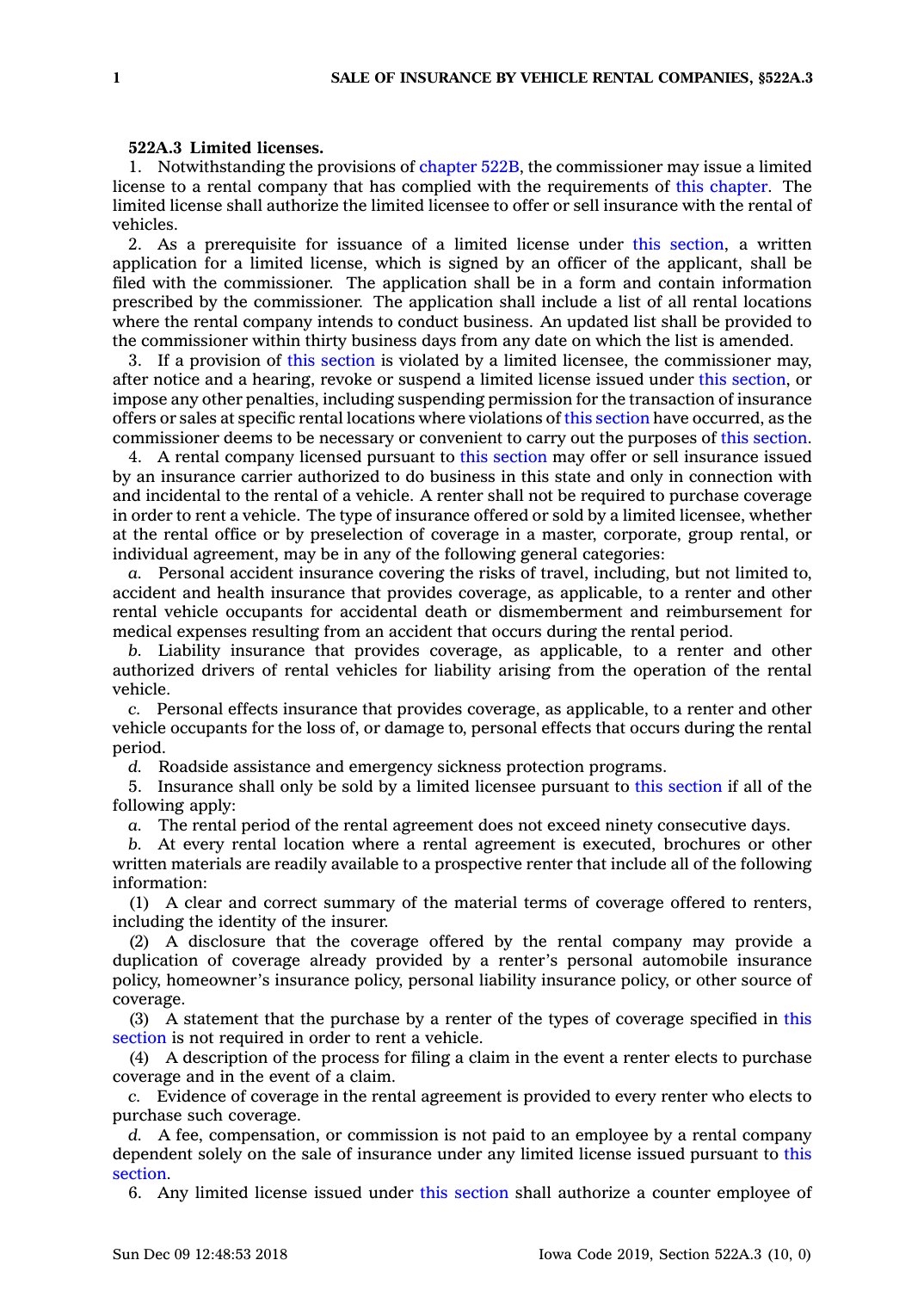**522A.3 Limited licenses.**

1. Notwithstanding the provisions of chapter 522B, the commissioner may issue a limited license to a rental company that has complied with the requirements of this chapter. The limited license shall authorize the limited licensee to offer or sell insurance with the rental of vehicles.

2. As a prerequisite for issuance of a limited license under this section, a written application for a limited license, which is signed by an officer of the applicant, shall be filed with the commissioner. The application shall be in a form and contain information prescribed by the commissioner. The application shall include a list of all rental locations where the rental company intends to conduct business. An updated list shall be provided to the commissioner within thirty business days from any date on which the list is amended.

3. If a provision of this section is violated by a limited licensee, the commissioner may, after notice and a hearing, revoke or suspend a limited license issued under this section, or impose any other penalties, including suspending permission for the transaction of insurance offers or sales at specific rental locations where violations of this section have occurred, as the commissioner deems to be necessary or convenient to carry out the purposes of this section.

4. A rental company licensed pursuant to this section may offer or sell insurance issued by an insurance carrier authorized to do business in this state and only in connection with and incidental to the rental of a vehicle. A renter shall not be required to purchase coverage in order to rent a vehicle. The type of insurance offered or sold by a limited licensee, whether at the rental office or by preselection of coverage in a master, corporate, group rental, or individual agreement, may be in any of the following general categories:

*a.* Personal accident insurance covering the risks of travel, including, but not limited to, accident and health insurance that provides coverage, as applicable, to a renter and other rental vehicle occupants for accidental death or dismemberment and reimbursement for medical expenses resulting from an accident that occurs during the rental period.

*b.* Liability insurance that provides coverage, as applicable, to a renter and other authorized drivers of rental vehicles for liability arising from the operation of the rental vehicle.

*c.* Personal effects insurance that provides coverage, as applicable, to a renter and other vehicle occupants for the loss of, or damage to, personal effects that occurs during the rental period.

*d.* Roadside assistance and emergency sickness protection programs.

5. Insurance shall only be sold by a limited licensee pursuant to this section if all of the following apply:

*a.* The rental period of the rental agreement does not exceed ninety consecutive days.

*b.* At every rental location where a rental agreement is executed, brochures or other written materials are readily available to a prospective renter that include all of the following information:

(1) A clear and correct summary of the material terms of coverage offered to renters, including the identity of the insurer.

(2) A disclosure that the coverage offered by the rental company may provide a duplication of coverage already provided by a renter's personal automobile insurance policy, homeowner's insurance policy, personal liability insurance policy, or other source of coverage.

(3) A statement that the purchase by a renter of the types of coverage specified in this section is not required in order to rent a vehicle.

(4) A description of the process for filing a claim in the event a renter elects to purchase coverage and in the event of a claim.

*c.* Evidence of coverage in the rental agreement is provided to every renter who elects to purchase such coverage.

*d.* A fee, compensation, or commission is not paid to an employee by a rental company dependent solely on the sale of insurance under any limited license issued pursuant to this section.

6. Any limited license issued under this section shall authorize a counter employee of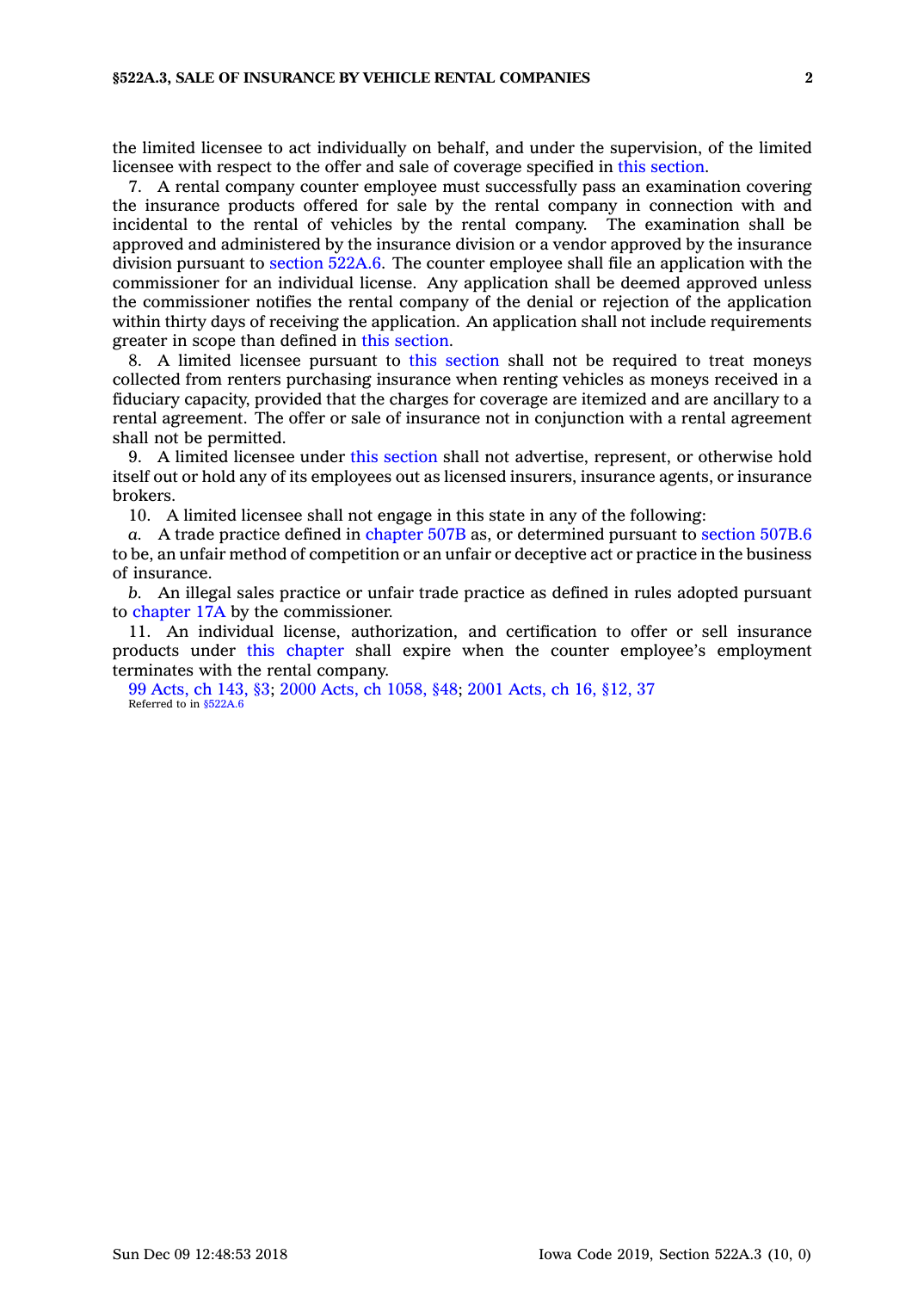the limited licensee to act individually on behalf, and under the supervision, of the limited licensee with respect to the offer and sale of coverage specified in this section.

7. A rental company counter employee must successfully pass an examination covering the insurance products offered for sale by the rental company in connection with and incidental to the rental of vehicles by the rental company. The examination shall be approved and administered by the insurance division or a vendor approved by the insurance division pursuant to section 522A.6. The counter employee shall file an application with the commissioner for an individual license. Any application shall be deemed approved unless the commissioner notifies the rental company of the denial or rejection of the application within thirty days of receiving the application. An application shall not include requirements greater in scope than defined in this section.

8. A limited licensee pursuant to this section shall not be required to treat moneys collected from renters purchasing insurance when renting vehicles as moneys received in a fiduciary capacity, provided that the charges for coverage are itemized and are ancillary to a rental agreement. The offer or sale of insurance not in conjunction with a rental agreement shall not be permitted.

9. A limited licensee under this section shall not advertise, represent, or otherwise hold itself out or hold any of its employees out as licensed insurers, insurance agents, or insurance brokers.

10. A limited licensee shall not engage in this state in any of the following:

*a.* A trade practice defined in chapter 507B as, or determined pursuant to section 507B.6 to be, an unfair method of competition or an unfair or deceptive act or practice in the business of insurance.

*b.* An illegal sales practice or unfair trade practice as defined in rules adopted pursuant to chapter 17A by the commissioner.

11. An individual license, authorization, and certification to offer or sell insurance products under this chapter shall expire when the counter employee's employment terminates with the rental company.

99 Acts, ch 143, §3; 2000 Acts, ch 1058, §48; 2001 Acts, ch 16, §12, 37

Referred to in §522A.6